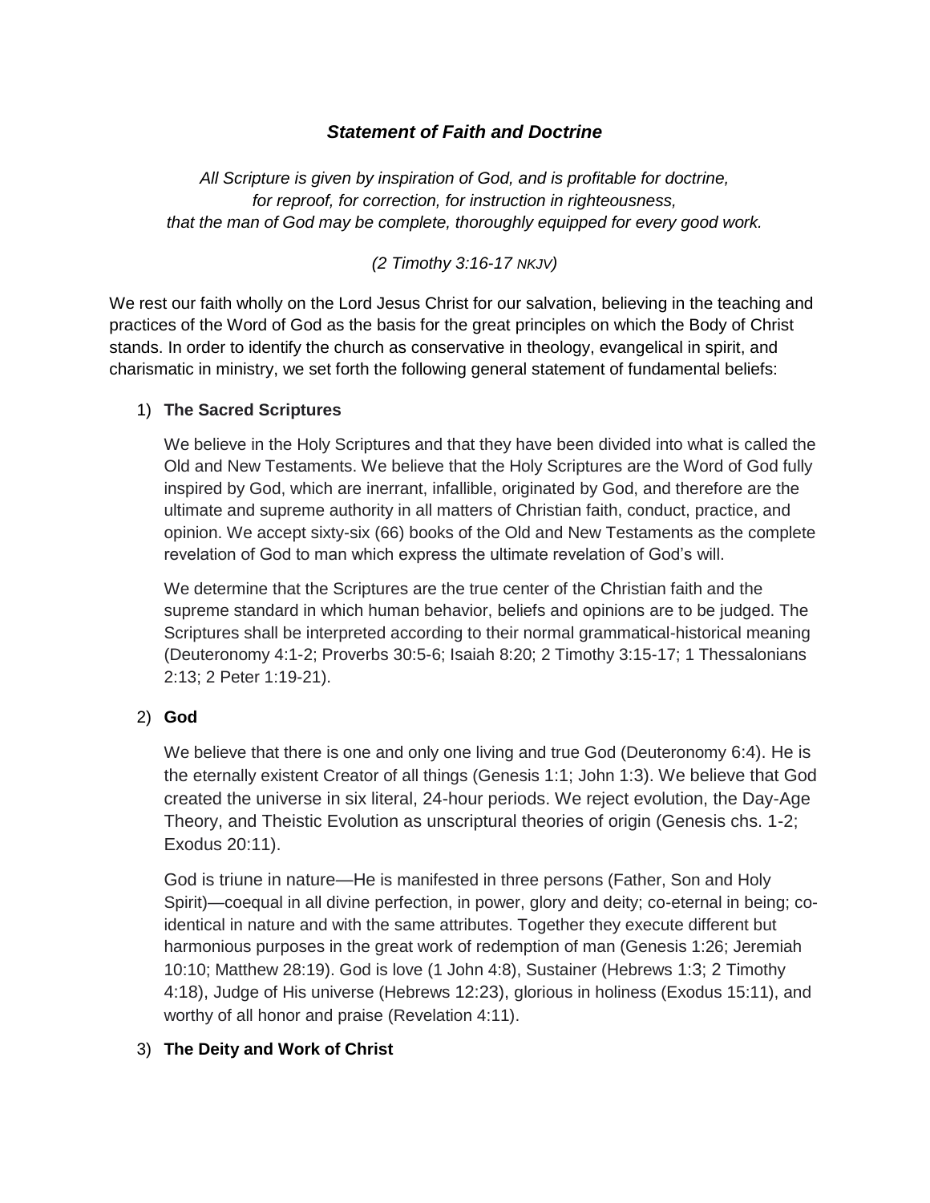# *Statement of Faith and Doctrine*

*All Scripture is given by inspiration of God, and is profitable for doctrine,*
*for reproof, for correction, for instruction in righteousness,*
*that the man of God may be complete, thoroughly equipped for every good work.*

*(2 Timothy 3:16-17 NKJV)*

We rest our faith wholly on the Lord Jesus Christ for our salvation, believing in the teaching and practices of the Word of God as the basis for the great principles on which the Body of Christ stands. In order to identify the church as conservative in theology, evangelical in spirit, and charismatic in ministry, we set forth the following general statement of fundamental beliefs:

1) **The Sacred Scriptures**

   We believe in the Holy Scriptures and that they have been divided into what is called the Old and New Testaments. We believe that the Holy Scriptures are the Word of God fully inspired by God, which are inerrant, infallible, originated by God, and therefore are the ultimate and supreme authority in all matters of Christian faith, conduct, practice, and opinion. We accept sixty-six (66) books of the Old and New Testaments as the complete revelation of God to man which express the ultimate revelation of God's will.

   We determine that the Scriptures are the true center of the Christian faith and the supreme standard in which human behavior, beliefs and opinions are to be judged. The Scriptures shall be interpreted according to their normal grammatical-historical meaning (Deuteronomy 4:1-2; Proverbs 30:5-6; Isaiah 8:20; 2 Timothy 3:15-17; 1 Thessalonians 2:13; 2 Peter 1:19-21).

2) **God**

   We believe that there is one and only one living and true God (Deuteronomy 6:4). He is the eternally existent Creator of all things (Genesis 1:1; John 1:3). We believe that God created the universe in six literal, 24-hour periods. We reject evolution, the Day-Age Theory, and Theistic Evolution as unscriptural theories of origin (Genesis chs. 1-2; Exodus 20:11).

   God is triune in nature—He is manifested in three persons (Father, Son and Holy Spirit)—coequal in all divine perfection, in power, glory and deity; co-eternal in being; co-identical in nature and with the same attributes. Together they execute different but harmonious purposes in the great work of redemption of man (Genesis 1:26; Jeremiah 10:10; Matthew 28:19). God is love (1 John 4:8), Sustainer (Hebrews 1:3; 2 Timothy 4:18), Judge of His universe (Hebrews 12:23), glorious in holiness (Exodus 15:11), and worthy of all honor and praise (Revelation 4:11).

3) **The Deity and Work of Christ**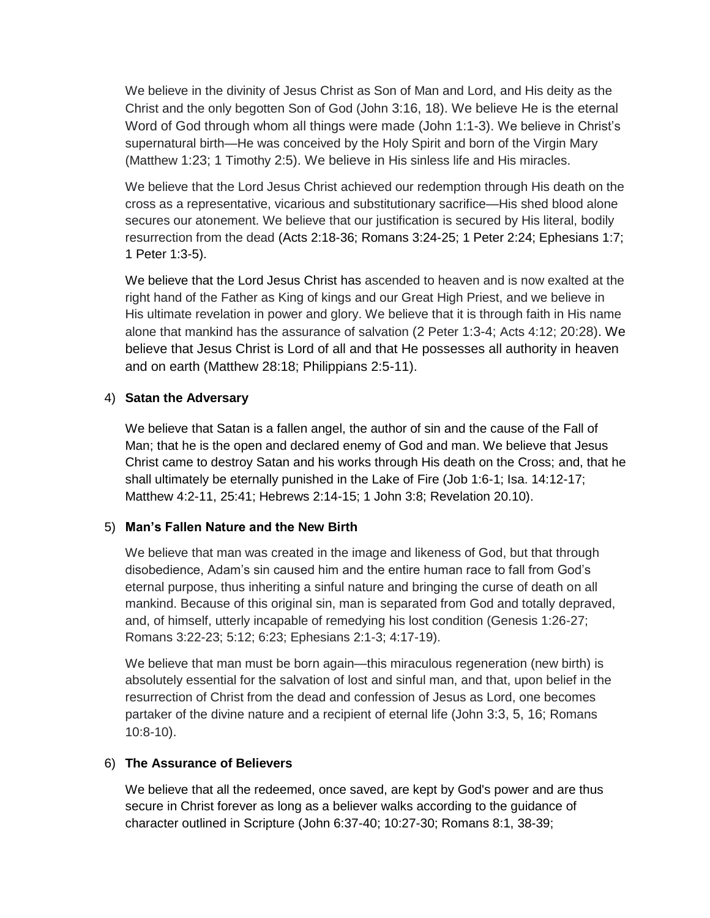We believe in the divinity of Jesus Christ as Son of Man and Lord, and His deity as the Christ and the only begotten Son of God (John 3:16, 18). We believe He is the eternal Word of God through whom all things were made (John 1:1-3). We believe in Christ's supernatural birth—He was conceived by the Holy Spirit and born of the Virgin Mary (Matthew 1:23; 1 Timothy 2:5). We believe in His sinless life and His miracles.

We believe that the Lord Jesus Christ achieved our redemption through His death on the cross as a representative, vicarious and substitutionary sacrifice—His shed blood alone secures our atonement. We believe that our justification is secured by His literal, bodily resurrection from the dead (Acts 2:18-36; Romans 3:24-25; 1 Peter 2:24; Ephesians 1:7; 1 Peter 1:3-5).

We believe that the Lord Jesus Christ has ascended to heaven and is now exalted at the right hand of the Father as King of kings and our Great High Priest, and we believe in His ultimate revelation in power and glory. We believe that it is through faith in His name alone that mankind has the assurance of salvation (2 Peter 1:3-4; Acts 4:12; 20:28). We believe that Jesus Christ is Lord of all and that He possesses all authority in heaven and on earth (Matthew 28:18; Philippians 2:5-11).

4) **Satan the Adversary**

We believe that Satan is a fallen angel, the author of sin and the cause of the Fall of Man; that he is the open and declared enemy of God and man. We believe that Jesus Christ came to destroy Satan and his works through His death on the Cross; and, that he shall ultimately be eternally punished in the Lake of Fire (Job 1:6-1; Isa. 14:12-17; Matthew 4:2-11, 25:41; Hebrews 2:14-15; 1 John 3:8; Revelation 20.10).

5) **Man's Fallen Nature and the New Birth**

We believe that man was created in the image and likeness of God, but that through disobedience, Adam's sin caused him and the entire human race to fall from God's eternal purpose, thus inheriting a sinful nature and bringing the curse of death on all mankind. Because of this original sin, man is separated from God and totally depraved, and, of himself, utterly incapable of remedying his lost condition (Genesis 1:26-27; Romans 3:22-23; 5:12; 6:23; Ephesians 2:1-3; 4:17-19).

We believe that man must be born again—this miraculous regeneration (new birth) is absolutely essential for the salvation of lost and sinful man, and that, upon belief in the resurrection of Christ from the dead and confession of Jesus as Lord, one becomes partaker of the divine nature and a recipient of eternal life (John 3:3, 5, 16; Romans 10:8-10).

6) **The Assurance of Believers**

We believe that all the redeemed, once saved, are kept by God's power and are thus secure in Christ forever as long as a believer walks according to the guidance of character outlined in Scripture (John 6:37-40; 10:27-30; Romans 8:1, 38-39;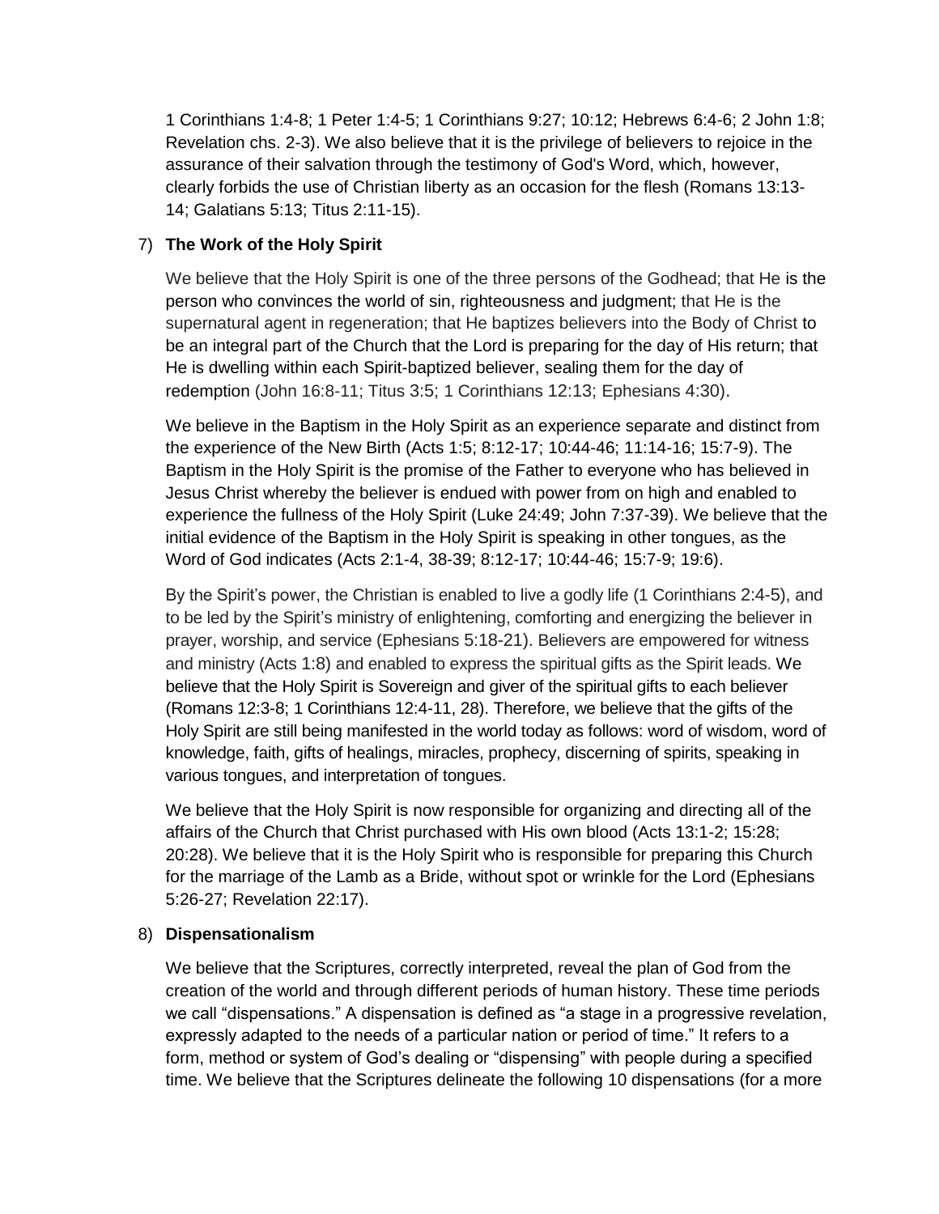1 Corinthians 1:4-8; 1 Peter 1:4-5; 1 Corinthians 9:27; 10:12; Hebrews 6:4-6; 2 John 1:8; Revelation chs. 2-3). We also believe that it is the privilege of believers to rejoice in the assurance of their salvation through the testimony of God's Word, which, however, clearly forbids the use of Christian liberty as an occasion for the flesh (Romans 13:13-14; Galatians 5:13; Titus 2:11-15).

7) **The Work of the Holy Spirit**

We believe that the Holy Spirit is one of the three persons of the Godhead; that He is the person who convinces the world of sin, righteousness and judgment; that He is the supernatural agent in regeneration; that He baptizes believers into the Body of Christ to be an integral part of the Church that the Lord is preparing for the day of His return; that He is dwelling within each Spirit-baptized believer, sealing them for the day of redemption (John 16:8-11; Titus 3:5; 1 Corinthians 12:13; Ephesians 4:30).

We believe in the Baptism in the Holy Spirit as an experience separate and distinct from the experience of the New Birth (Acts 1:5; 8:12-17; 10:44-46; 11:14-16; 15:7-9). The Baptism in the Holy Spirit is the promise of the Father to everyone who has believed in Jesus Christ whereby the believer is endued with power from on high and enabled to experience the fullness of the Holy Spirit (Luke 24:49; John 7:37-39). We believe that the initial evidence of the Baptism in the Holy Spirit is speaking in other tongues, as the Word of God indicates (Acts 2:1-4, 38-39; 8:12-17; 10:44-46; 15:7-9; 19:6).

By the Spirit's power, the Christian is enabled to live a godly life (1 Corinthians 2:4-5), and to be led by the Spirit's ministry of enlightening, comforting and energizing the believer in prayer, worship, and service (Ephesians 5:18-21). Believers are empowered for witness and ministry (Acts 1:8) and enabled to express the spiritual gifts as the Spirit leads. We believe that the Holy Spirit is Sovereign and giver of the spiritual gifts to each believer (Romans 12:3-8; 1 Corinthians 12:4-11, 28). Therefore, we believe that the gifts of the Holy Spirit are still being manifested in the world today as follows: word of wisdom, word of knowledge, faith, gifts of healings, miracles, prophecy, discerning of spirits, speaking in various tongues, and interpretation of tongues.

We believe that the Holy Spirit is now responsible for organizing and directing all of the affairs of the Church that Christ purchased with His own blood (Acts 13:1-2; 15:28; 20:28). We believe that it is the Holy Spirit who is responsible for preparing this Church for the marriage of the Lamb as a Bride, without spot or wrinkle for the Lord (Ephesians 5:26-27; Revelation 22:17).

8) **Dispensationalism**

We believe that the Scriptures, correctly interpreted, reveal the plan of God from the creation of the world and through different periods of human history. These time periods we call "dispensations." A dispensation is defined as "a stage in a progressive revelation, expressly adapted to the needs of a particular nation or period of time." It refers to a form, method or system of God's dealing or "dispensing" with people during a specified time. We believe that the Scriptures delineate the following 10 dispensations (for a more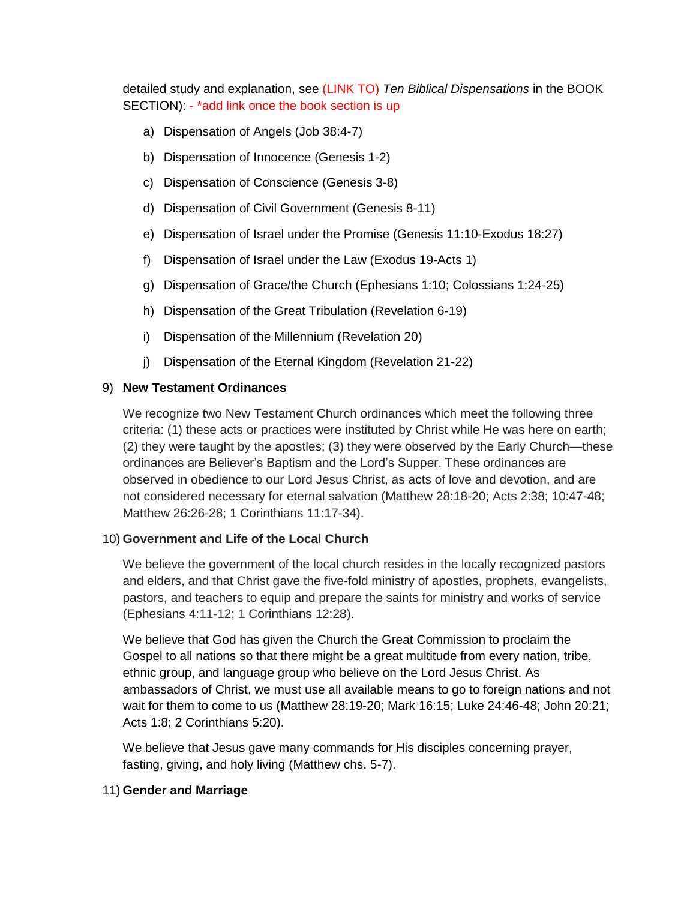detailed study and explanation, see (LINK TO) *Ten Biblical Dispensations* in the BOOK SECTION): - *add link once the book section is up

a) Dispensation of Angels (Job 38:4-7)

b) Dispensation of Innocence (Genesis 1-2)

c) Dispensation of Conscience (Genesis 3-8)

d) Dispensation of Civil Government (Genesis 8-11)

e) Dispensation of Israel under the Promise (Genesis 11:10-Exodus 18:27)

f) Dispensation of Israel under the Law (Exodus 19-Acts 1)

g) Dispensation of Grace/the Church (Ephesians 1:10; Colossians 1:24-25)

h) Dispensation of the Great Tribulation (Revelation 6-19)

i) Dispensation of the Millennium (Revelation 20)

j) Dispensation of the Eternal Kingdom (Revelation 21-22)

9) **New Testament Ordinances**

We recognize two New Testament Church ordinances which meet the following three criteria: (1) these acts or practices were instituted by Christ while He was here on earth; (2) they were taught by the apostles; (3) they were observed by the Early Church—these ordinances are Believer's Baptism and the Lord's Supper. These ordinances are observed in obedience to our Lord Jesus Christ, as acts of love and devotion, and are not considered necessary for eternal salvation (Matthew 28:18-20; Acts 2:38; 10:47-48; Matthew 26:26-28; 1 Corinthians 11:17-34).

10) **Government and Life of the Local Church**

We believe the government of the local church resides in the locally recognized pastors and elders, and that Christ gave the five-fold ministry of apostles, prophets, evangelists, pastors, and teachers to equip and prepare the saints for ministry and works of service (Ephesians 4:11-12; 1 Corinthians 12:28).

We believe that God has given the Church the Great Commission to proclaim the Gospel to all nations so that there might be a great multitude from every nation, tribe, ethnic group, and language group who believe on the Lord Jesus Christ. As ambassadors of Christ, we must use all available means to go to foreign nations and not wait for them to come to us (Matthew 28:19-20; Mark 16:15; Luke 24:46-48; John 20:21; Acts 1:8; 2 Corinthians 5:20).

We believe that Jesus gave many commands for His disciples concerning prayer, fasting, giving, and holy living (Matthew chs. 5-7).

11) **Gender and Marriage**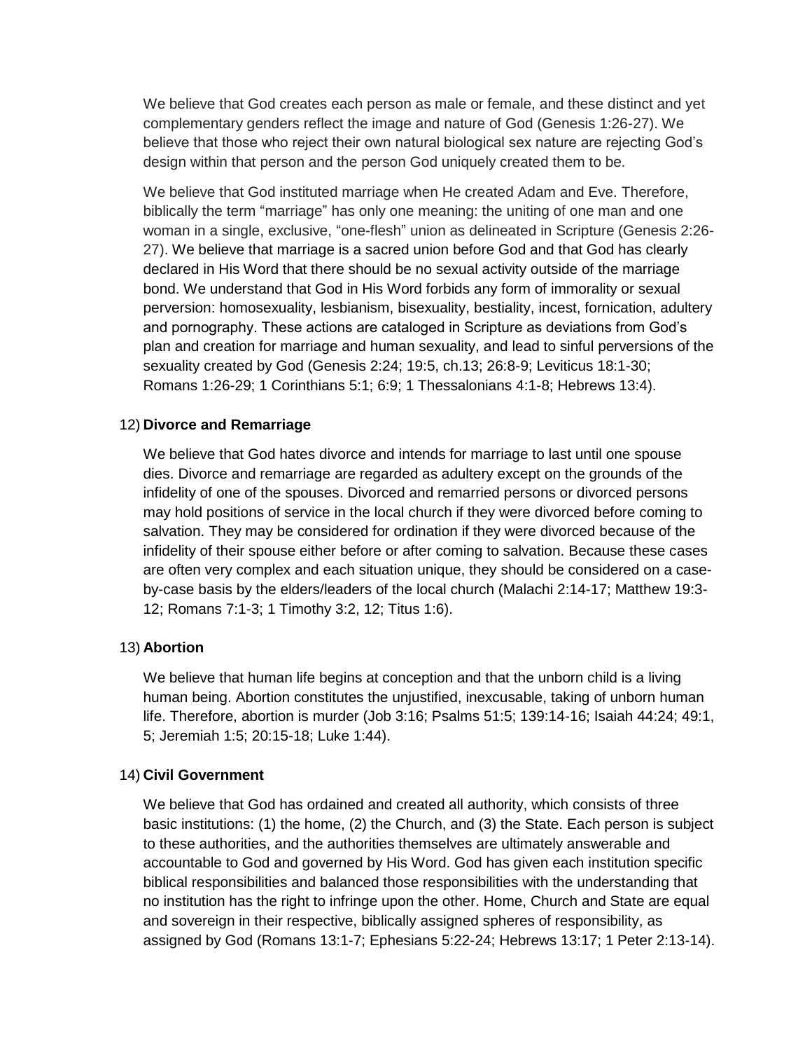We believe that God creates each person as male or female, and these distinct and yet complementary genders reflect the image and nature of God (Genesis 1:26-27). We believe that those who reject their own natural biological sex nature are rejecting God's design within that person and the person God uniquely created them to be.

We believe that God instituted marriage when He created Adam and Eve. Therefore, biblically the term "marriage" has only one meaning: the uniting of one man and one woman in a single, exclusive, "one-flesh" union as delineated in Scripture (Genesis 2:26-27). We believe that marriage is a sacred union before God and that God has clearly declared in His Word that there should be no sexual activity outside of the marriage bond. We understand that God in His Word forbids any form of immorality or sexual perversion: homosexuality, lesbianism, bisexuality, bestiality, incest, fornication, adultery and pornography. These actions are cataloged in Scripture as deviations from God's plan and creation for marriage and human sexuality, and lead to sinful perversions of the sexuality created by God (Genesis 2:24; 19:5, ch.13; 26:8-9; Leviticus 18:1-30; Romans 1:26-29; 1 Corinthians 5:1; 6:9; 1 Thessalonians 4:1-8; Hebrews 13:4).

12) **Divorce and Remarriage**

We believe that God hates divorce and intends for marriage to last until one spouse dies. Divorce and remarriage are regarded as adultery except on the grounds of the infidelity of one of the spouses. Divorced and remarried persons or divorced persons may hold positions of service in the local church if they were divorced before coming to salvation. They may be considered for ordination if they were divorced because of the infidelity of their spouse either before or after coming to salvation. Because these cases are often very complex and each situation unique, they should be considered on a case-by-case basis by the elders/leaders of the local church (Malachi 2:14-17; Matthew 19:3-12; Romans 7:1-3; 1 Timothy 3:2, 12; Titus 1:6).

13) **Abortion**

We believe that human life begins at conception and that the unborn child is a living human being. Abortion constitutes the unjustified, inexcusable, taking of unborn human life. Therefore, abortion is murder (Job 3:16; Psalms 51:5; 139:14-16; Isaiah 44:24; 49:1, 5; Jeremiah 1:5; 20:15-18; Luke 1:44).

14) **Civil Government**

We believe that God has ordained and created all authority, which consists of three basic institutions: (1) the home, (2) the Church, and (3) the State. Each person is subject to these authorities, and the authorities themselves are ultimately answerable and accountable to God and governed by His Word. God has given each institution specific biblical responsibilities and balanced those responsibilities with the understanding that no institution has the right to infringe upon the other. Home, Church and State are equal and sovereign in their respective, biblically assigned spheres of responsibility, as assigned by God (Romans 13:1-7; Ephesians 5:22-24; Hebrews 13:17; 1 Peter 2:13-14).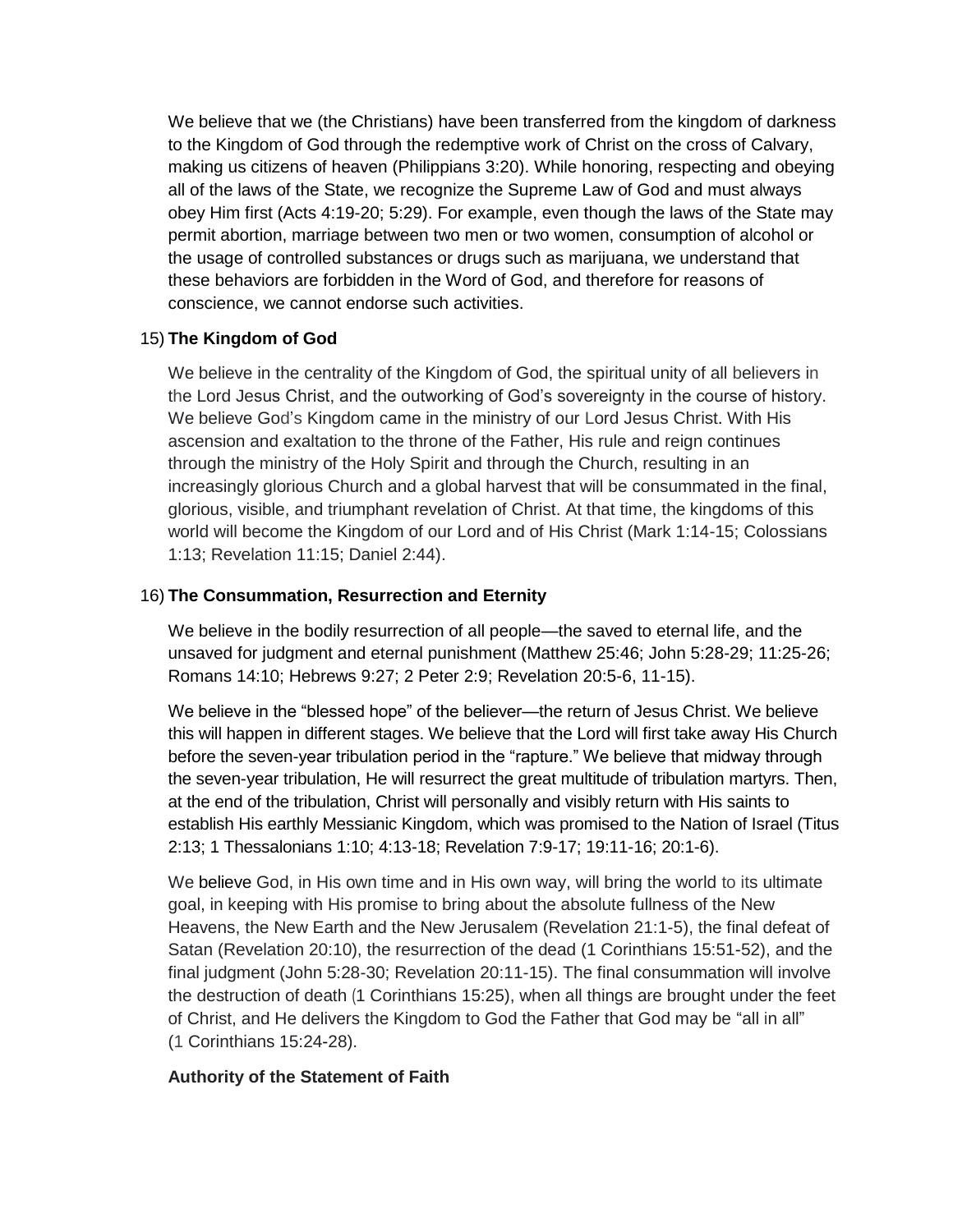We believe that we (the Christians) have been transferred from the kingdom of darkness to the Kingdom of God through the redemptive work of Christ on the cross of Calvary, making us citizens of heaven (Philippians 3:20). While honoring, respecting and obeying all of the laws of the State, we recognize the Supreme Law of God and must always obey Him first (Acts 4:19-20; 5:29). For example, even though the laws of the State may permit abortion, marriage between two men or two women, consumption of alcohol or the usage of controlled substances or drugs such as marijuana, we understand that these behaviors are forbidden in the Word of God, and therefore for reasons of conscience, we cannot endorse such activities.

15) **The Kingdom of God**

We believe in the centrality of the Kingdom of God, the spiritual unity of all believers in the Lord Jesus Christ, and the outworking of God's sovereignty in the course of history. We believe God's Kingdom came in the ministry of our Lord Jesus Christ. With His ascension and exaltation to the throne of the Father, His rule and reign continues through the ministry of the Holy Spirit and through the Church, resulting in an increasingly glorious Church and a global harvest that will be consummated in the final, glorious, visible, and triumphant revelation of Christ. At that time, the kingdoms of this world will become the Kingdom of our Lord and of His Christ (Mark 1:14-15; Colossians 1:13; Revelation 11:15; Daniel 2:44).

16) **The Consummation, Resurrection and Eternity**

We believe in the bodily resurrection of all people—the saved to eternal life, and the unsaved for judgment and eternal punishment (Matthew 25:46; John 5:28-29; 11:25-26; Romans 14:10; Hebrews 9:27; 2 Peter 2:9; Revelation 20:5-6, 11-15).

We believe in the "blessed hope" of the believer—the return of Jesus Christ. We believe this will happen in different stages. We believe that the Lord will first take away His Church before the seven-year tribulation period in the "rapture." We believe that midway through the seven-year tribulation, He will resurrect the great multitude of tribulation martyrs. Then, at the end of the tribulation, Christ will personally and visibly return with His saints to establish His earthly Messianic Kingdom, which was promised to the Nation of Israel (Titus 2:13; 1 Thessalonians 1:10; 4:13-18; Revelation 7:9-17; 19:11-16; 20:1-6).

We believe God, in His own time and in His own way, will bring the world to its ultimate goal, in keeping with His promise to bring about the absolute fullness of the New Heavens, the New Earth and the New Jerusalem (Revelation 21:1-5), the final defeat of Satan (Revelation 20:10), the resurrection of the dead (1 Corinthians 15:51-52), and the final judgment (John 5:28-30; Revelation 20:11-15). The final consummation will involve the destruction of death (1 Corinthians 15:25), when all things are brought under the feet of Christ, and He delivers the Kingdom to God the Father that God may be "all in all" (1 Corinthians 15:24-28).

**Authority of the Statement of Faith**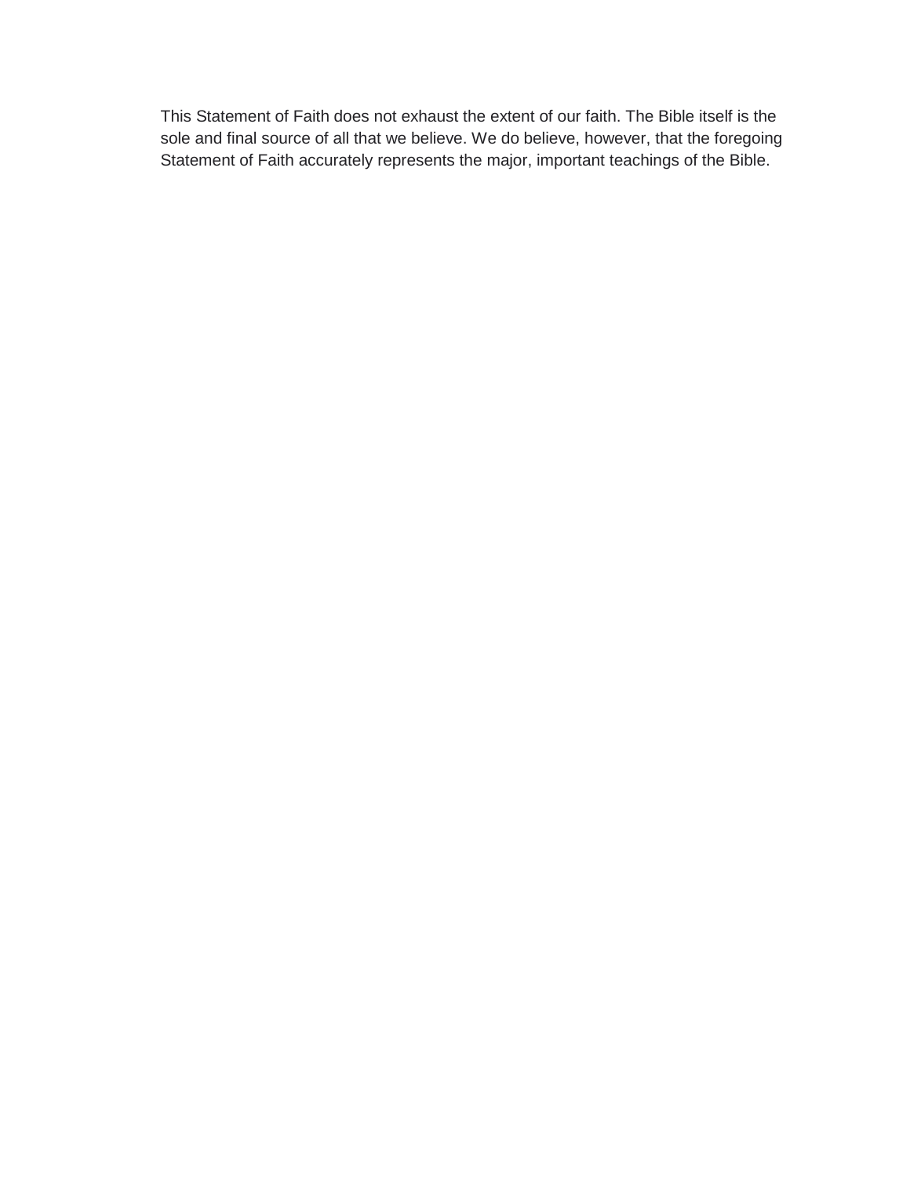This Statement of Faith does not exhaust the extent of our faith. The Bible itself is the sole and final source of all that we believe. We do believe, however, that the foregoing Statement of Faith accurately represents the major, important teachings of the Bible.